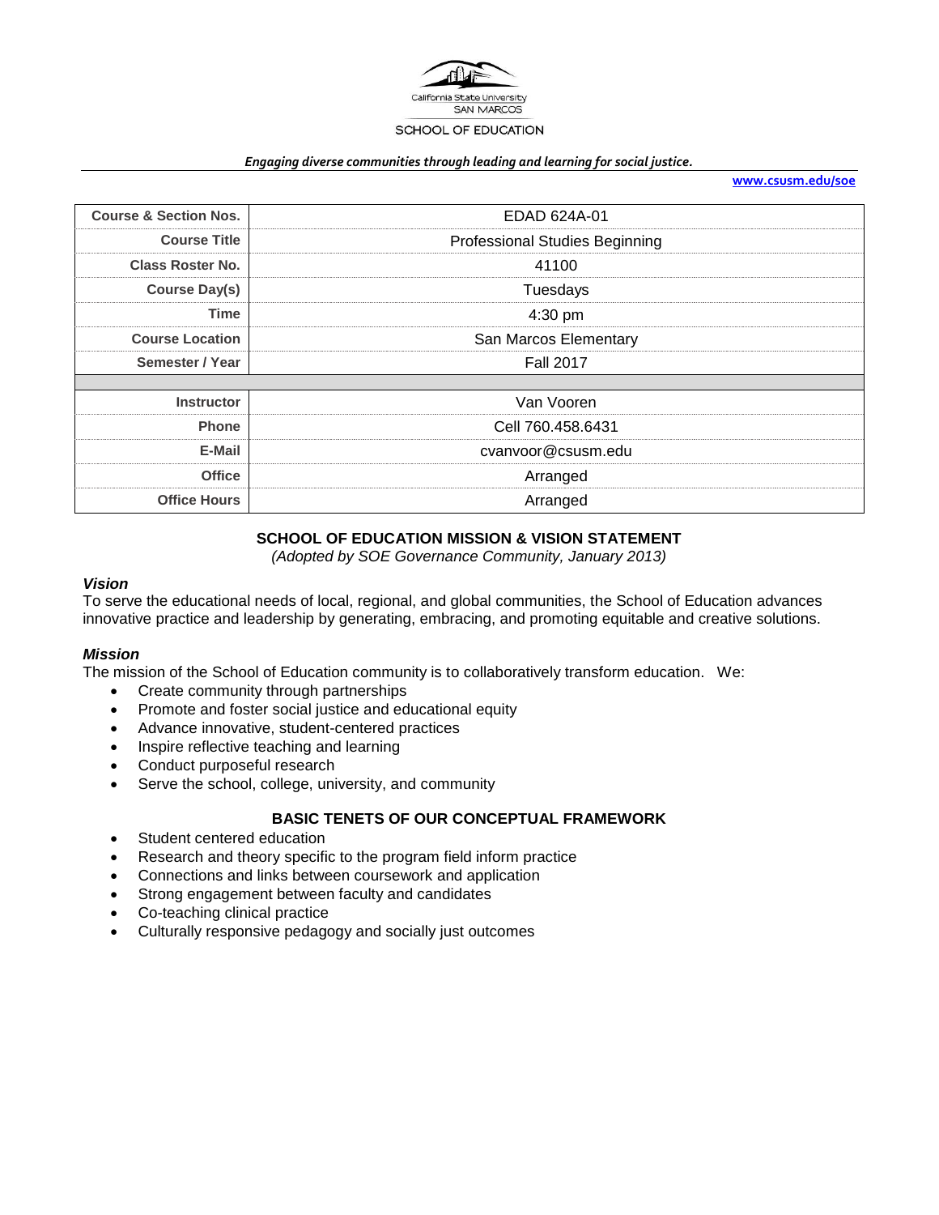California State University
SAN MARCOS
SCHOOL OF EDUCATION

*Engaging diverse communities through leading and learning for social justice.*

**www.csusm.edu/soe**

| | |
|---|---|
| **Course & Section Nos.** | EDAD 624A-01 |
| **Course Title** | Professional Studies Beginning |
| **Class Roster No.** | 41100 |
| **Course Day(s)** | Tuesdays |
| **Time** | 4:30 pm |
| **Course Location** | San Marcos Elementary |
| **Semester / Year** | Fall 2017 |
| | |
| **Instructor** | Van Vooren |
| **Phone** | Cell 760.458.6431 |
| **E-Mail** | cvanvoor@csusm.edu |
| **Office** | Arranged |
| **Office Hours** | Arranged |

## SCHOOL OF EDUCATION MISSION & VISION STATEMENT

*(Adopted by SOE Governance Community, January 2013)*

### *Vision*

To serve the educational needs of local, regional, and global communities, the School of Education advances innovative practice and leadership by generating, embracing, and promoting equitable and creative solutions.

### *Mission*

The mission of the School of Education community is to collaboratively transform education. We:

- Create community through partnerships
- Promote and foster social justice and educational equity
- Advance innovative, student-centered practices
- Inspire reflective teaching and learning
- Conduct purposeful research
- Serve the school, college, university, and community

## BASIC TENETS OF OUR CONCEPTUAL FRAMEWORK

- Student centered education
- Research and theory specific to the program field inform practice
- Connections and links between coursework and application
- Strong engagement between faculty and candidates
- Co-teaching clinical practice
- Culturally responsive pedagogy and socially just outcomes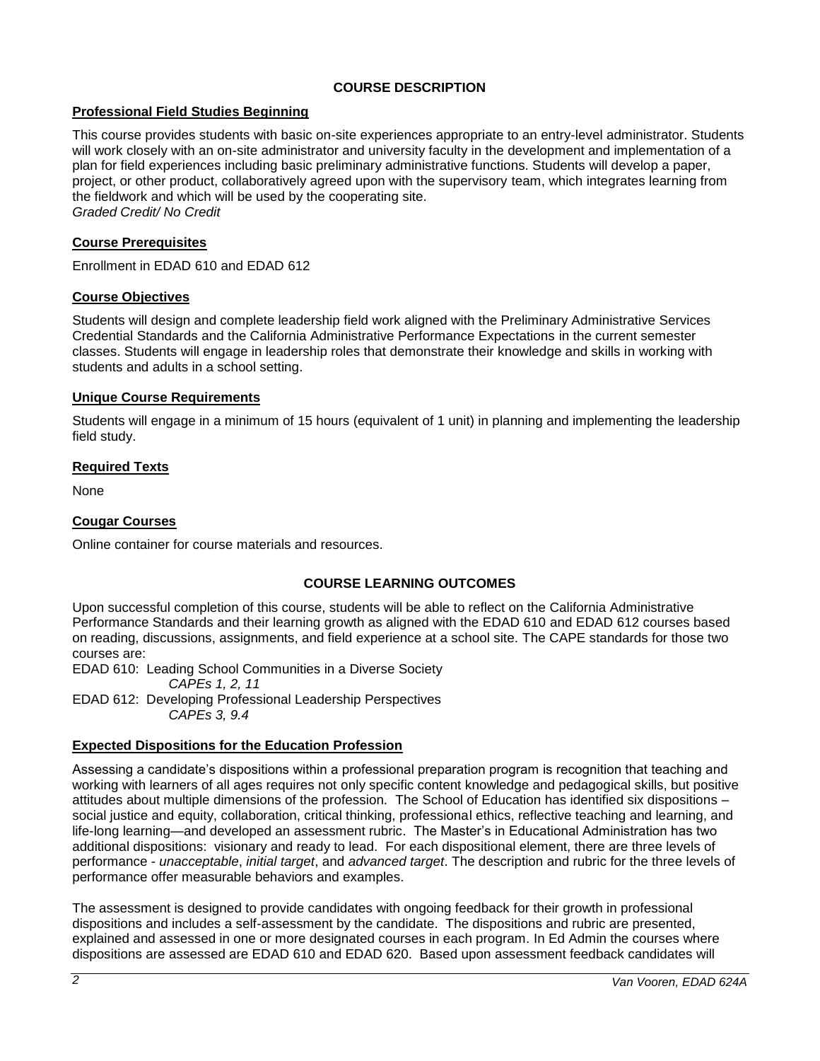## COURSE DESCRIPTION

### Professional Field Studies Beginning

This course provides students with basic on-site experiences appropriate to an entry-level administrator. Students will work closely with an on-site administrator and university faculty in the development and implementation of a plan for field experiences including basic preliminary administrative functions. Students will develop a paper, project, or other product, collaboratively agreed upon with the supervisory team, which integrates learning from the fieldwork and which will be used by the cooperating site.
*Graded Credit/ No Credit*

### Course Prerequisites

Enrollment in EDAD 610 and EDAD 612

### Course Objectives

Students will design and complete leadership field work aligned with the Preliminary Administrative Services Credential Standards and the California Administrative Performance Expectations in the current semester classes. Students will engage in leadership roles that demonstrate their knowledge and skills in working with students and adults in a school setting.

### Unique Course Requirements

Students will engage in a minimum of 15 hours (equivalent of 1 unit) in planning and implementing the leadership field study.

### Required Texts

None

### Cougar Courses

Online container for course materials and resources.

## COURSE LEARNING OUTCOMES

Upon successful completion of this course, students will be able to reflect on the California Administrative Performance Standards and their learning growth as aligned with the EDAD 610 and EDAD 612 courses based on reading, discussions, assignments, and field experience at a school site. The CAPE standards for those two courses are:

EDAD 610: Leading School Communities in a Diverse Society
*CAPEs 1, 2, 11*

EDAD 612: Developing Professional Leadership Perspectives
*CAPEs 3, 9.4*

### Expected Dispositions for the Education Profession

Assessing a candidate's dispositions within a professional preparation program is recognition that teaching and working with learners of all ages requires not only specific content knowledge and pedagogical skills, but positive attitudes about multiple dimensions of the profession. The School of Education has identified six dispositions – social justice and equity, collaboration, critical thinking, professional ethics, reflective teaching and learning, and life-long learning—and developed an assessment rubric. The Master's in Educational Administration has two additional dispositions: visionary and ready to lead. For each dispositional element, there are three levels of performance - *unacceptable*, *initial target*, and *advanced target*. The description and rubric for the three levels of performance offer measurable behaviors and examples.

The assessment is designed to provide candidates with ongoing feedback for their growth in professional dispositions and includes a self-assessment by the candidate. The dispositions and rubric are presented, explained and assessed in one or more designated courses in each program. In Ed Admin the courses where dispositions are assessed are EDAD 610 and EDAD 620. Based upon assessment feedback candidates will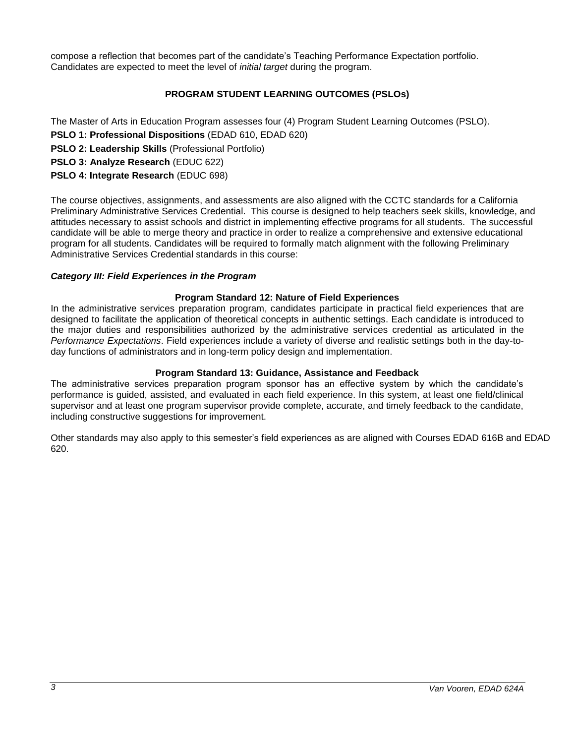compose a reflection that becomes part of the candidate's Teaching Performance Expectation portfolio. Candidates are expected to meet the level of *initial target* during the program.

## PROGRAM STUDENT LEARNING OUTCOMES (PSLOs)

The Master of Arts in Education Program assesses four (4) Program Student Learning Outcomes (PSLO).

**PSLO 1: Professional Dispositions** (EDAD 610, EDAD 620)

**PSLO 2: Leadership Skills** (Professional Portfolio)

**PSLO 3: Analyze Research** (EDUC 622)

**PSLO 4: Integrate Research** (EDUC 698)

The course objectives, assignments, and assessments are also aligned with the CCTC standards for a California Preliminary Administrative Services Credential. This course is designed to help teachers seek skills, knowledge, and attitudes necessary to assist schools and district in implementing effective programs for all students. The successful candidate will be able to merge theory and practice in order to realize a comprehensive and extensive educational program for all students. Candidates will be required to formally match alignment with the following Preliminary Administrative Services Credential standards in this course:

### *Category III: Field Experiences in the Program*

#### Program Standard 12: Nature of Field Experiences

In the administrative services preparation program, candidates participate in practical field experiences that are designed to facilitate the application of theoretical concepts in authentic settings. Each candidate is introduced to the major duties and responsibilities authorized by the administrative services credential as articulated in the *Performance Expectations*. Field experiences include a variety of diverse and realistic settings both in the day-to-day functions of administrators and in long-term policy design and implementation.

#### Program Standard 13: Guidance, Assistance and Feedback

The administrative services preparation program sponsor has an effective system by which the candidate's performance is guided, assisted, and evaluated in each field experience. In this system, at least one field/clinical supervisor and at least one program supervisor provide complete, accurate, and timely feedback to the candidate, including constructive suggestions for improvement.

Other standards may also apply to this semester's field experiences as are aligned with Courses EDAD 616B and EDAD 620.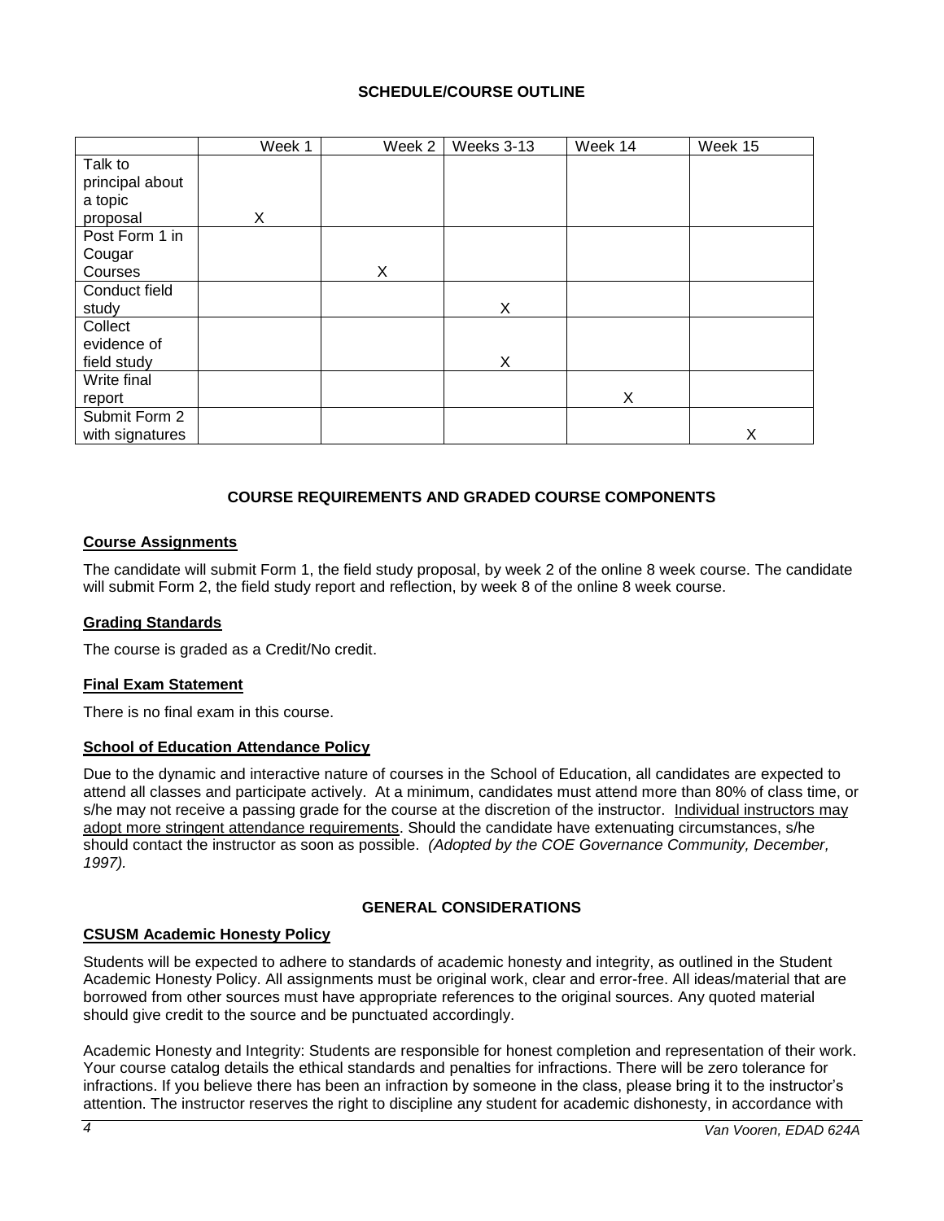## SCHEDULE/COURSE OUTLINE

| | Week 1 | Week 2 | Weeks 3-13 | Week 14 | Week 15 |
|---|---|---|---|---|---|
| Talk to principal about a topic proposal | X | | | | |
| Post Form 1 in Cougar Courses | | X | | | |
| Conduct field study | | | X | | |
| Collect evidence of field study | | | X | | |
| Write final report | | | | X | |
| Submit Form 2 with signatures | | | | | X |

## COURSE REQUIREMENTS AND GRADED COURSE COMPONENTS

### Course Assignments

The candidate will submit Form 1, the field study proposal, by week 2 of the online 8 week course. The candidate will submit Form 2, the field study report and reflection, by week 8 of the online 8 week course.

### Grading Standards

The course is graded as a Credit/No credit.

### Final Exam Statement

There is no final exam in this course.

### School of Education Attendance Policy

Due to the dynamic and interactive nature of courses in the School of Education, all candidates are expected to attend all classes and participate actively. At a minimum, candidates must attend more than 80% of class time, or s/he may not receive a passing grade for the course at the discretion of the instructor. Individual instructors may adopt more stringent attendance requirements. Should the candidate have extenuating circumstances, s/he should contact the instructor as soon as possible. *(Adopted by the COE Governance Community, December, 1997).*

## GENERAL CONSIDERATIONS

### CSUSM Academic Honesty Policy

Students will be expected to adhere to standards of academic honesty and integrity, as outlined in the Student Academic Honesty Policy. All assignments must be original work, clear and error-free. All ideas/material that are borrowed from other sources must have appropriate references to the original sources. Any quoted material should give credit to the source and be punctuated accordingly.

Academic Honesty and Integrity: Students are responsible for honest completion and representation of their work. Your course catalog details the ethical standards and penalties for infractions. There will be zero tolerance for infractions. If you believe there has been an infraction by someone in the class, please bring it to the instructor's attention. The instructor reserves the right to discipline any student for academic dishonesty, in accordance with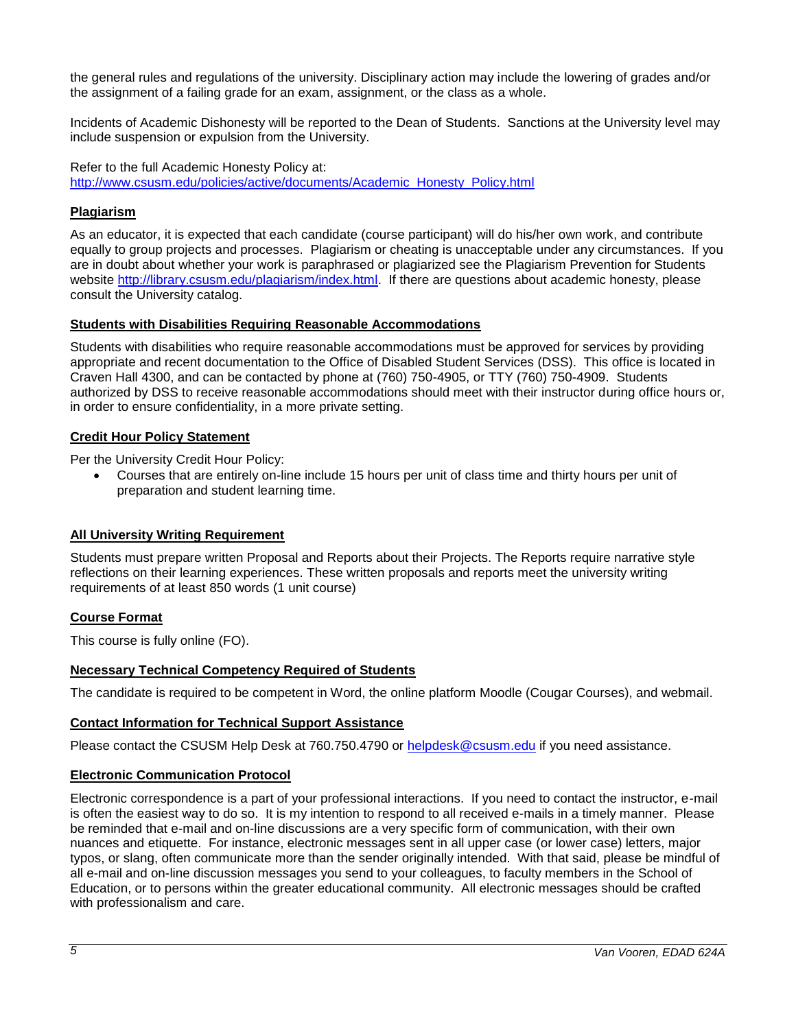the general rules and regulations of the university. Disciplinary action may include the lowering of grades and/or the assignment of a failing grade for an exam, assignment, or the class as a whole.

Incidents of Academic Dishonesty will be reported to the Dean of Students. Sanctions at the University level may include suspension or expulsion from the University.

Refer to the full Academic Honesty Policy at: http://www.csusm.edu/policies/active/documents/Academic_Honesty_Policy.html

### Plagiarism

As an educator, it is expected that each candidate (course participant) will do his/her own work, and contribute equally to group projects and processes. Plagiarism or cheating is unacceptable under any circumstances. If you are in doubt about whether your work is paraphrased or plagiarized see the Plagiarism Prevention for Students website http://library.csusm.edu/plagiarism/index.html. If there are questions about academic honesty, please consult the University catalog.

### Students with Disabilities Requiring Reasonable Accommodations

Students with disabilities who require reasonable accommodations must be approved for services by providing appropriate and recent documentation to the Office of Disabled Student Services (DSS). This office is located in Craven Hall 4300, and can be contacted by phone at (760) 750-4905, or TTY (760) 750-4909. Students authorized by DSS to receive reasonable accommodations should meet with their instructor during office hours or, in order to ensure confidentiality, in a more private setting.

### Credit Hour Policy Statement

Per the University Credit Hour Policy:

- Courses that are entirely on-line include 15 hours per unit of class time and thirty hours per unit of preparation and student learning time.

### All University Writing Requirement

Students must prepare written Proposal and Reports about their Projects. The Reports require narrative style reflections on their learning experiences. These written proposals and reports meet the university writing requirements of at least 850 words (1 unit course)

### Course Format

This course is fully online (FO).

### Necessary Technical Competency Required of Students

The candidate is required to be competent in Word, the online platform Moodle (Cougar Courses), and webmail.

### Contact Information for Technical Support Assistance

Please contact the CSUSM Help Desk at 760.750.4790 or helpdesk@csusm.edu if you need assistance.

### Electronic Communication Protocol

Electronic correspondence is a part of your professional interactions. If you need to contact the instructor, e-mail is often the easiest way to do so. It is my intention to respond to all received e-mails in a timely manner. Please be reminded that e-mail and on-line discussions are a very specific form of communication, with their own nuances and etiquette. For instance, electronic messages sent in all upper case (or lower case) letters, major typos, or slang, often communicate more than the sender originally intended. With that said, please be mindful of all e-mail and on-line discussion messages you send to your colleagues, to faculty members in the School of Education, or to persons within the greater educational community. All electronic messages should be crafted with professionalism and care.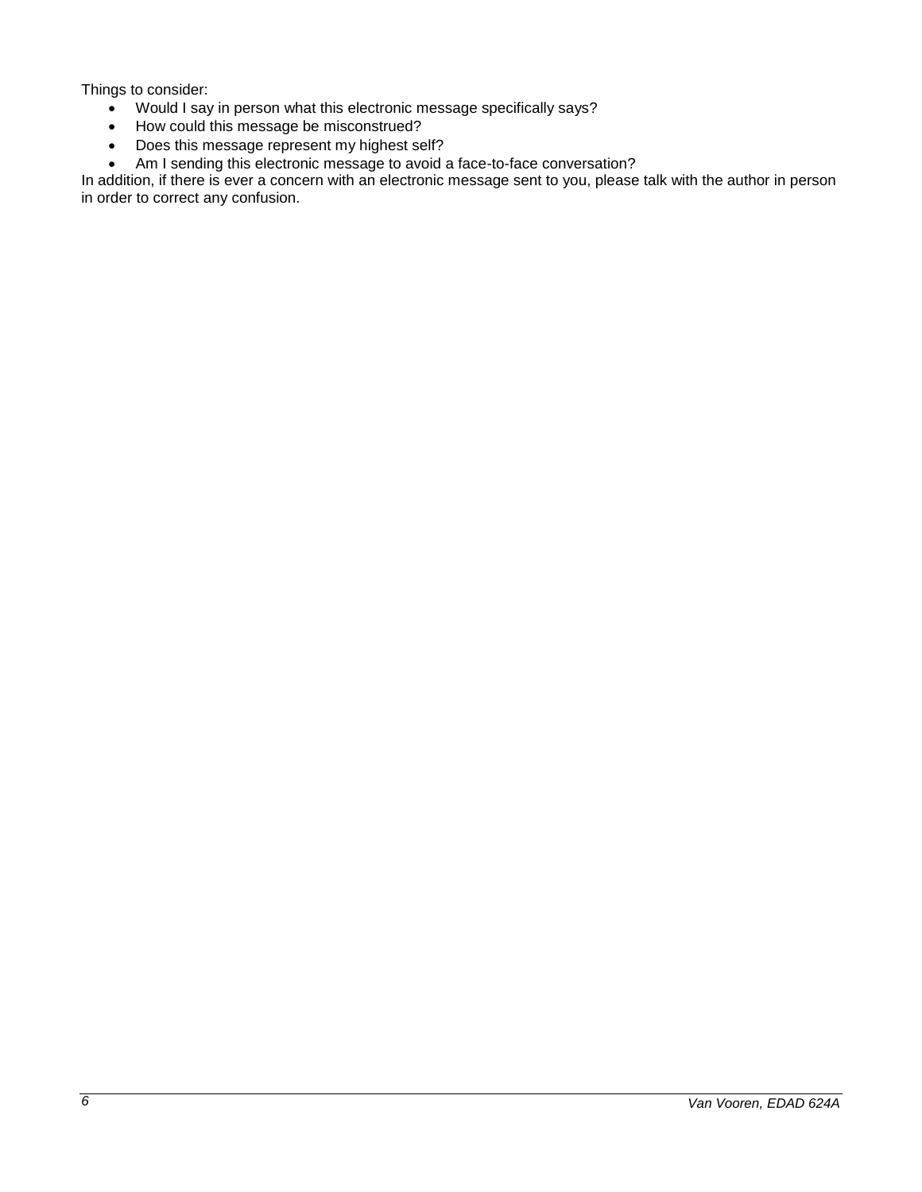Things to consider:

- Would I say in person what this electronic message specifically says?
- How could this message be misconstrued?
- Does this message represent my highest self?
- Am I sending this electronic message to avoid a face-to-face conversation?

In addition, if there is ever a concern with an electronic message sent to you, please talk with the author in person in order to correct any confusion.